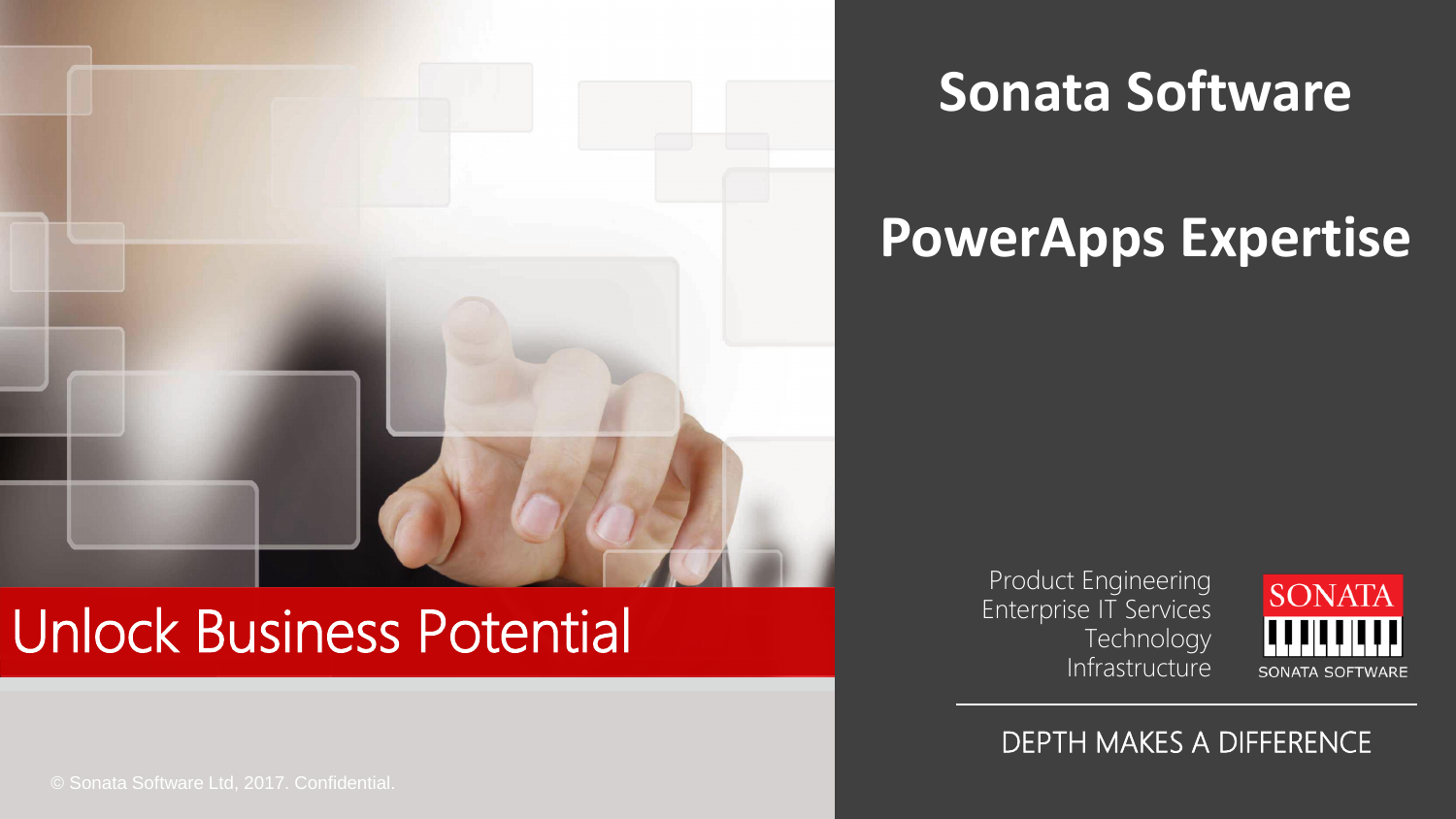# Sonata Software

# PowerApps Expertise

## Unlock Business Potential

Product Engineering
Enterprise IT Services
Technology
Infrastructure

SONATA

SONATA SOFTWARE

DEPTH MAKES A DIFFERENCE

© Sonata Software Ltd, 2017. Confidential.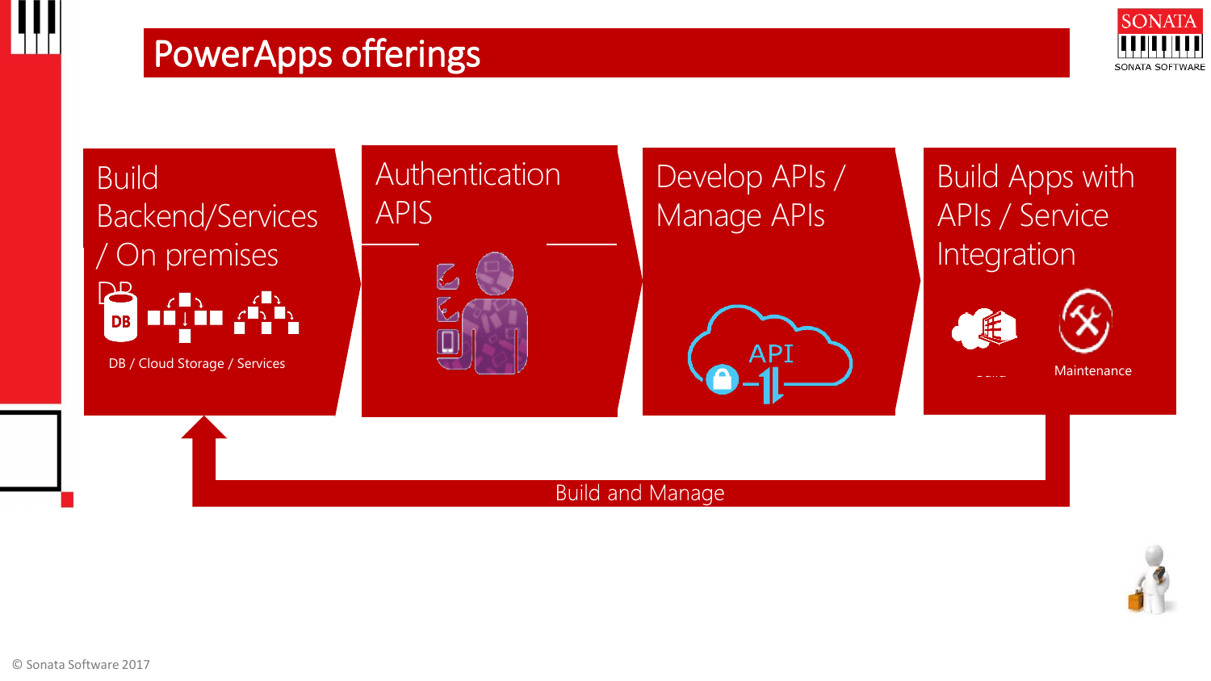# PowerApps offerings

## Build Backend/Services / On premises DB

DB / Cloud Storage / Services

## Authentication APIS

## Develop APIs / Manage APIs

API

## Build Apps with APIs / Service Integration

Maintenance

Build and Manage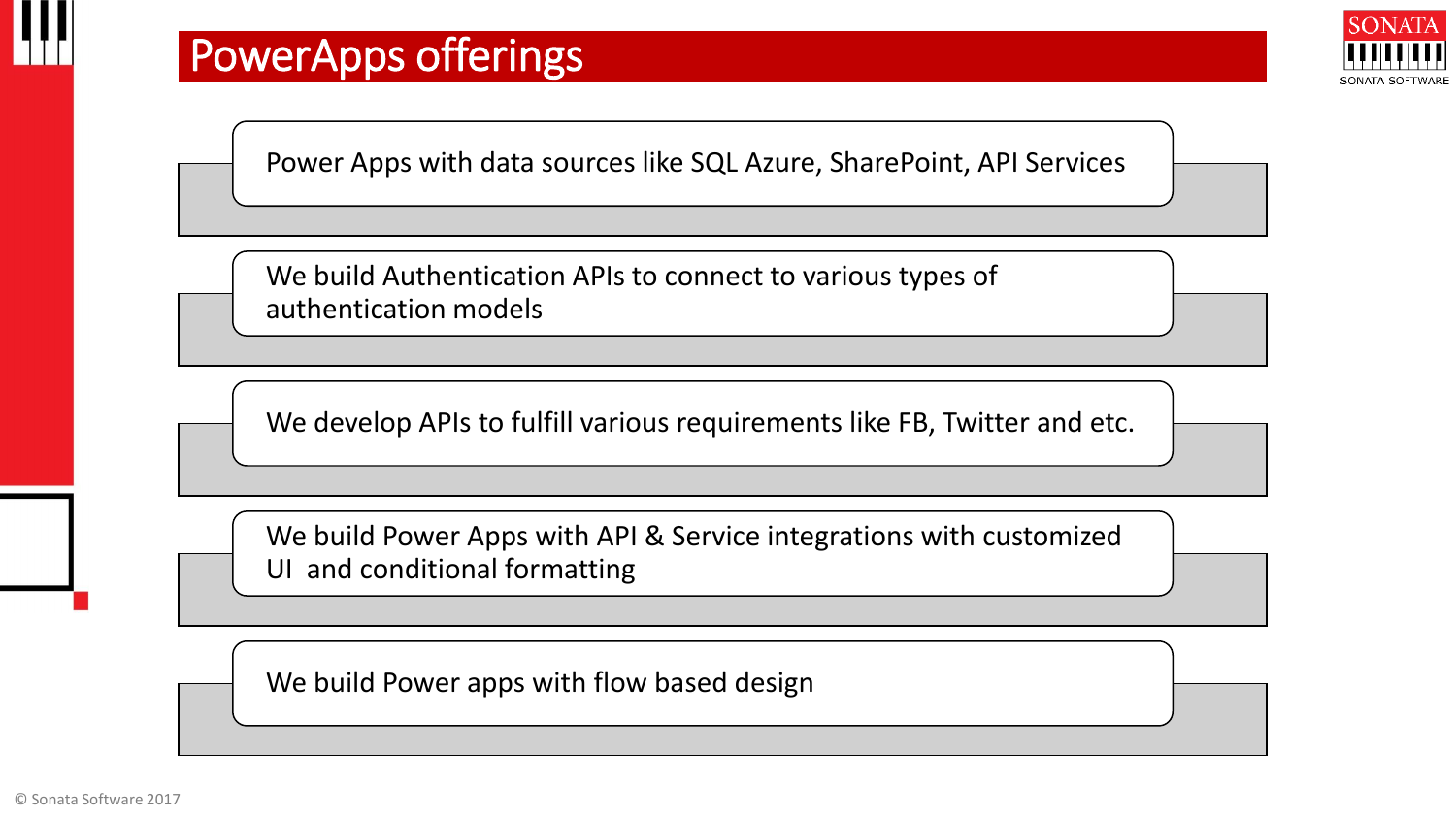# PowerApps offerings

- Power Apps with data sources like SQL Azure, SharePoint, API Services
- We build Authentication APIs to connect to various types of authentication models
- We develop APIs to fulfill various requirements like FB, Twitter and etc.
- We build Power Apps with API & Service integrations with customized UI  and conditional formatting
- We build Power apps with flow based design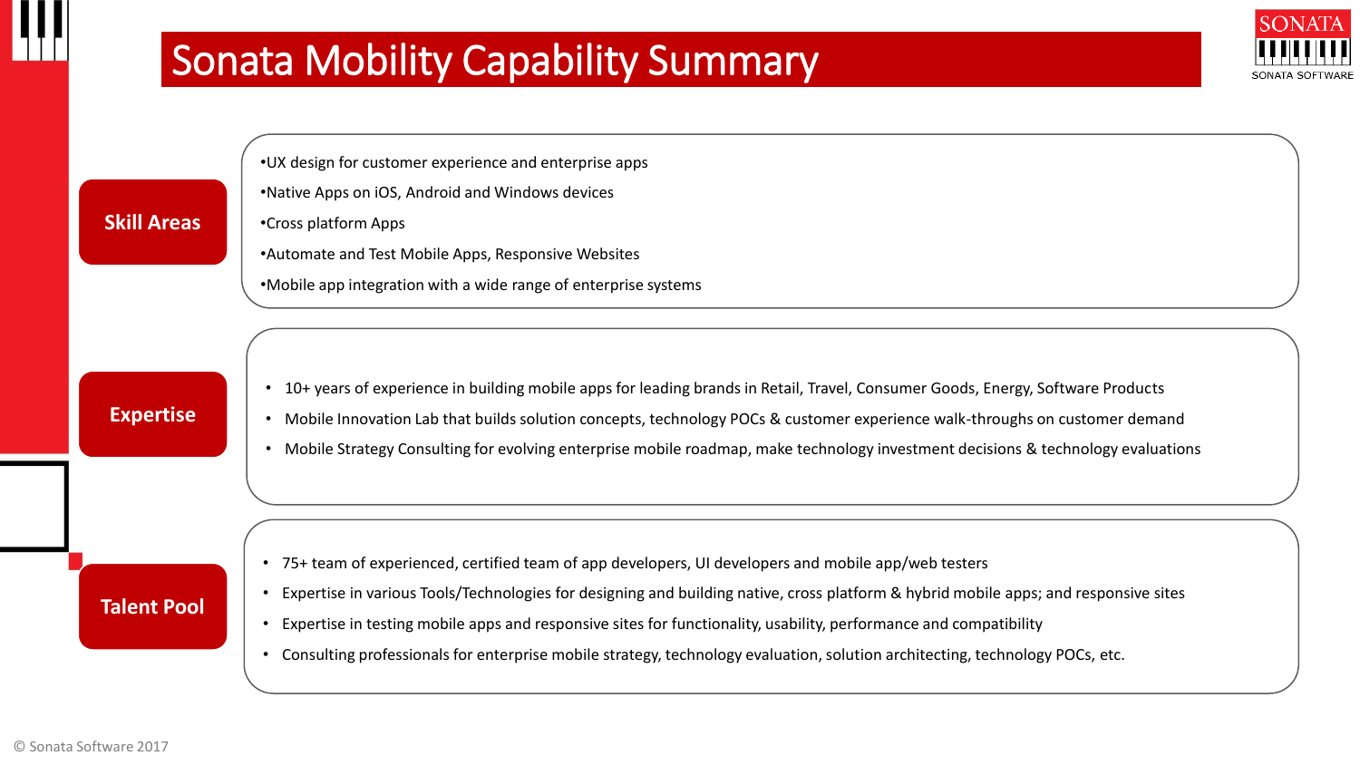# Sonata Mobility Capability Summary

## Skill Areas

- UX design for customer experience and enterprise apps
- Native Apps on iOS, Android and Windows devices
- Cross platform Apps
- Automate and Test Mobile Apps, Responsive Websites
- Mobile app integration with a wide range of enterprise systems

## Expertise

- 10+ years of experience in building mobile apps for leading brands in Retail, Travel, Consumer Goods, Energy, Software Products
- Mobile Innovation Lab that builds solution concepts, technology POCs & customer experience walk-throughs on customer demand
- Mobile Strategy Consulting for evolving enterprise mobile roadmap, make technology investment decisions & technology evaluations

## Talent Pool

- 75+ team of experienced, certified team of app developers, UI developers and mobile app/web testers
- Expertise in various Tools/Technologies for designing and building native, cross platform & hybrid mobile apps; and responsive sites
- Expertise in testing mobile apps and responsive sites for functionality, usability, performance and compatibility
- Consulting professionals for enterprise mobile strategy, technology evaluation, solution architecting, technology POCs, etc.

© Sonata Software 2017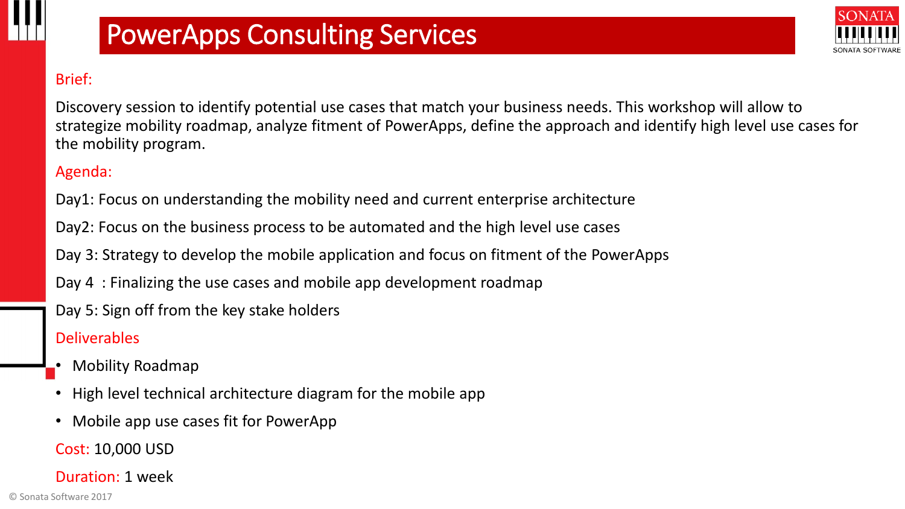# PowerApps Consulting Services

Brief:

Discovery session to identify potential use cases that match your business needs. This workshop will allow to strategize mobility roadmap, analyze fitment of PowerApps, define the approach and identify high level use cases for the mobility program.

Agenda:

Day1: Focus on understanding the mobility need and current enterprise architecture

Day2: Focus on the business process to be automated and the high level use cases

Day 3: Strategy to develop the mobile application and focus on fitment of the PowerApps

Day 4 : Finalizing the use cases and mobile app development roadmap

Day 5: Sign off from the key stake holders

Deliverables

- Mobility Roadmap
- High level technical architecture diagram for the mobile app
- Mobile app use cases fit for PowerApp

Cost: 10,000 USD

Duration: 1 week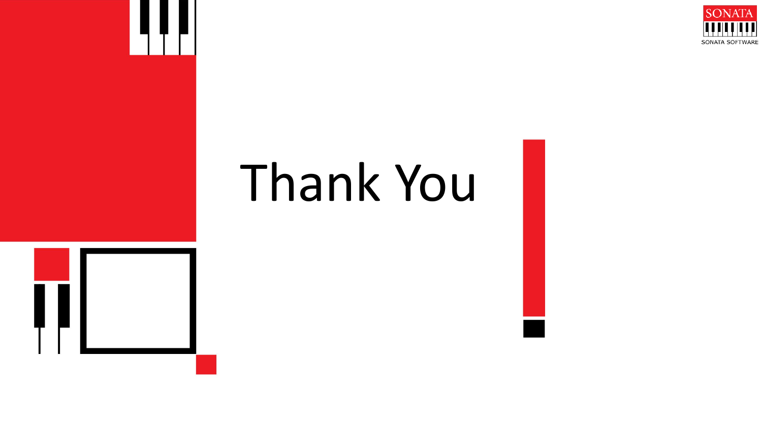# Thank You